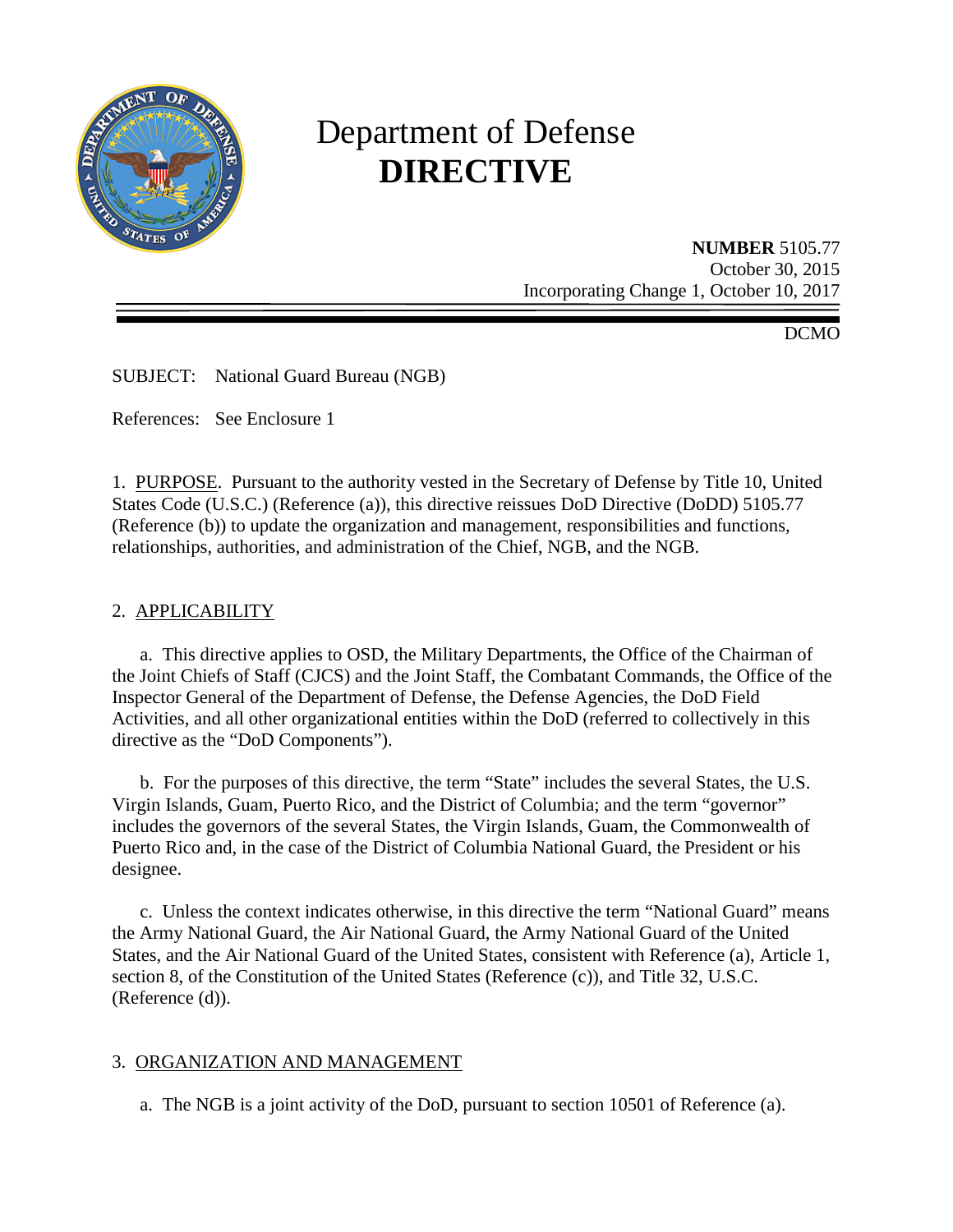# Department of Defense
# DIRECTIVE

**NUMBER** 5105.77
October 30, 2015
Incorporating Change 1, October 10, 2017

DCMO

SUBJECT: National Guard Bureau (NGB)

References: See Enclosure 1

1. PURPOSE. Pursuant to the authority vested in the Secretary of Defense by Title 10, United States Code (U.S.C.) (Reference (a)), this directive reissues DoD Directive (DoDD) 5105.77 (Reference (b)) to update the organization and management, responsibilities and functions, relationships, authorities, and administration of the Chief, NGB, and the NGB.

2. APPLICABILITY

a. This directive applies to OSD, the Military Departments, the Office of the Chairman of the Joint Chiefs of Staff (CJCS) and the Joint Staff, the Combatant Commands, the Office of the Inspector General of the Department of Defense, the Defense Agencies, the DoD Field Activities, and all other organizational entities within the DoD (referred to collectively in this directive as the "DoD Components").

b. For the purposes of this directive, the term "State" includes the several States, the U.S. Virgin Islands, Guam, Puerto Rico, and the District of Columbia; and the term "governor" includes the governors of the several States, the Virgin Islands, Guam, the Commonwealth of Puerto Rico and, in the case of the District of Columbia National Guard, the President or his designee.

c. Unless the context indicates otherwise, in this directive the term "National Guard" means the Army National Guard, the Air National Guard, the Army National Guard of the United States, and the Air National Guard of the United States, consistent with Reference (a), Article 1, section 8, of the Constitution of the United States (Reference (c)), and Title 32, U.S.C. (Reference (d)).

3. ORGANIZATION AND MANAGEMENT

a. The NGB is a joint activity of the DoD, pursuant to section 10501 of Reference (a).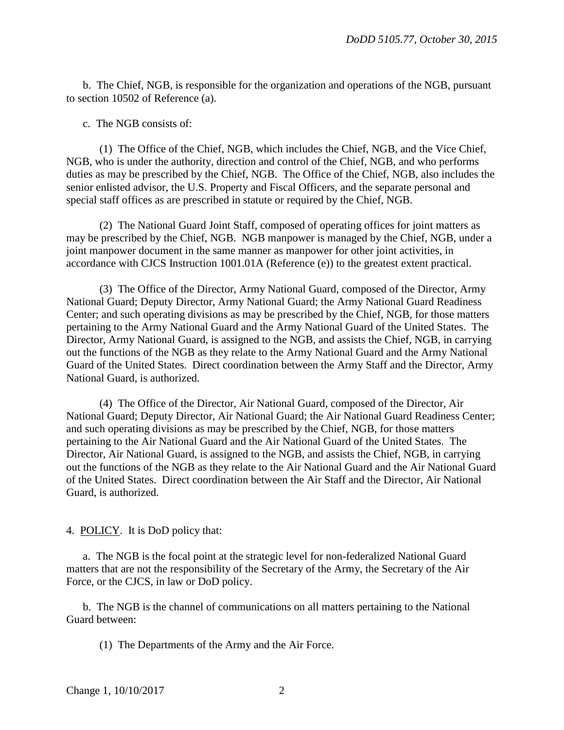b. The Chief, NGB, is responsible for the organization and operations of the NGB, pursuant to section 10502 of Reference (a).

c. The NGB consists of:

(1) The Office of the Chief, NGB, which includes the Chief, NGB, and the Vice Chief, NGB, who is under the authority, direction and control of the Chief, NGB, and who performs duties as may be prescribed by the Chief, NGB. The Office of the Chief, NGB, also includes the senior enlisted advisor, the U.S. Property and Fiscal Officers, and the separate personal and special staff offices as are prescribed in statute or required by the Chief, NGB.

(2) The National Guard Joint Staff, composed of operating offices for joint matters as may be prescribed by the Chief, NGB. NGB manpower is managed by the Chief, NGB, under a joint manpower document in the same manner as manpower for other joint activities, in accordance with CJCS Instruction 1001.01A (Reference (e)) to the greatest extent practical.

(3) The Office of the Director, Army National Guard, composed of the Director, Army National Guard; Deputy Director, Army National Guard; the Army National Guard Readiness Center; and such operating divisions as may be prescribed by the Chief, NGB, for those matters pertaining to the Army National Guard and the Army National Guard of the United States. The Director, Army National Guard, is assigned to the NGB, and assists the Chief, NGB, in carrying out the functions of the NGB as they relate to the Army National Guard and the Army National Guard of the United States. Direct coordination between the Army Staff and the Director, Army National Guard, is authorized.

(4) The Office of the Director, Air National Guard, composed of the Director, Air National Guard; Deputy Director, Air National Guard; the Air National Guard Readiness Center; and such operating divisions as may be prescribed by the Chief, NGB, for those matters pertaining to the Air National Guard and the Air National Guard of the United States. The Director, Air National Guard, is assigned to the NGB, and assists the Chief, NGB, in carrying out the functions of the NGB as they relate to the Air National Guard and the Air National Guard of the United States. Direct coordination between the Air Staff and the Director, Air National Guard, is authorized.

4. POLICY. It is DoD policy that:

a. The NGB is the focal point at the strategic level for non-federalized National Guard matters that are not the responsibility of the Secretary of the Army, the Secretary of the Air Force, or the CJCS, in law or DoD policy.

b. The NGB is the channel of communications on all matters pertaining to the National Guard between:

(1) The Departments of the Army and the Air Force.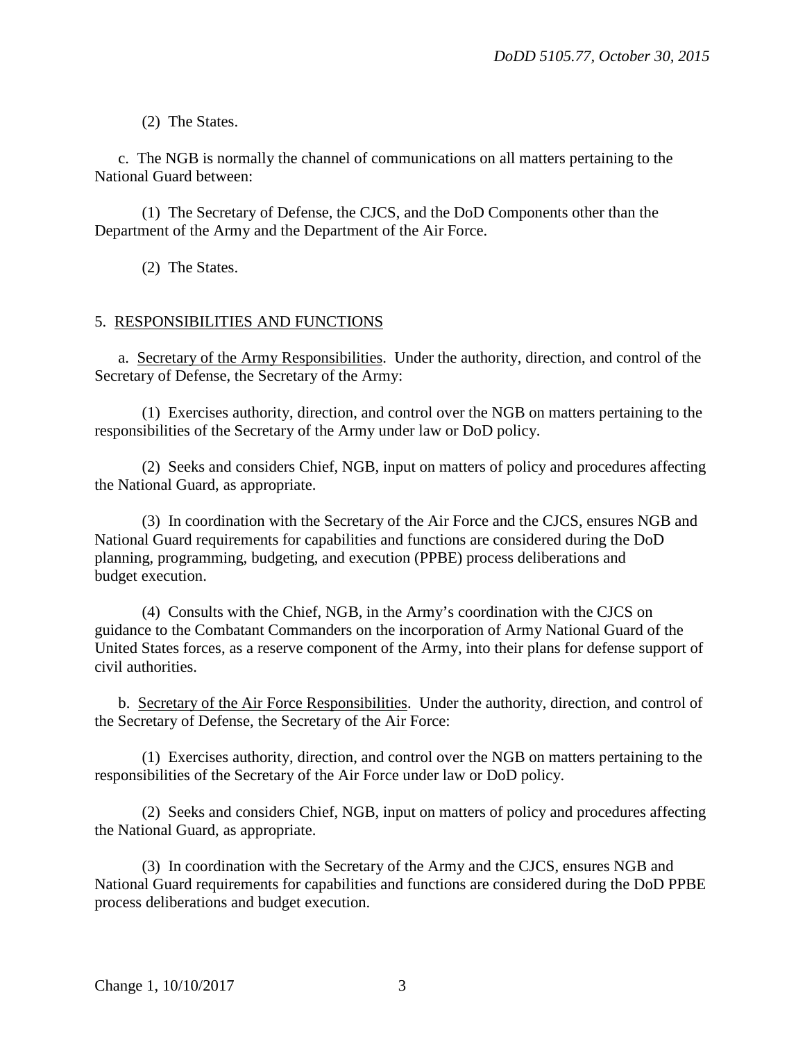(2) The States.

c. The NGB is normally the channel of communications on all matters pertaining to the National Guard between:

(1) The Secretary of Defense, the CJCS, and the DoD Components other than the Department of the Army and the Department of the Air Force.

(2) The States.

## 5. RESPONSIBILITIES AND FUNCTIONS

a. Secretary of the Army Responsibilities. Under the authority, direction, and control of the Secretary of Defense, the Secretary of the Army:

(1) Exercises authority, direction, and control over the NGB on matters pertaining to the responsibilities of the Secretary of the Army under law or DoD policy.

(2) Seeks and considers Chief, NGB, input on matters of policy and procedures affecting the National Guard, as appropriate.

(3) In coordination with the Secretary of the Air Force and the CJCS, ensures NGB and National Guard requirements for capabilities and functions are considered during the DoD planning, programming, budgeting, and execution (PPBE) process deliberations and budget execution.

(4) Consults with the Chief, NGB, in the Army's coordination with the CJCS on guidance to the Combatant Commanders on the incorporation of Army National Guard of the United States forces, as a reserve component of the Army, into their plans for defense support of civil authorities.

b. Secretary of the Air Force Responsibilities. Under the authority, direction, and control of the Secretary of Defense, the Secretary of the Air Force:

(1) Exercises authority, direction, and control over the NGB on matters pertaining to the responsibilities of the Secretary of the Air Force under law or DoD policy.

(2) Seeks and considers Chief, NGB, input on matters of policy and procedures affecting the National Guard, as appropriate.

(3) In coordination with the Secretary of the Army and the CJCS, ensures NGB and National Guard requirements for capabilities and functions are considered during the DoD PPBE process deliberations and budget execution.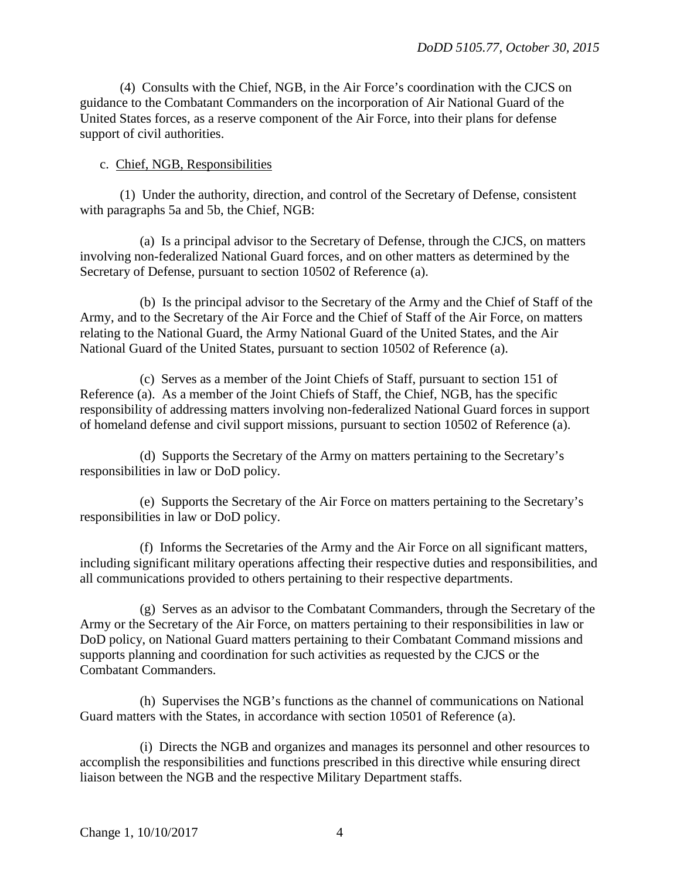(4) Consults with the Chief, NGB, in the Air Force's coordination with the CJCS on guidance to the Combatant Commanders on the incorporation of Air National Guard of the United States forces, as a reserve component of the Air Force, into their plans for defense support of civil authorities.

c. Chief, NGB, Responsibilities

(1) Under the authority, direction, and control of the Secretary of Defense, consistent with paragraphs 5a and 5b, the Chief, NGB:

(a) Is a principal advisor to the Secretary of Defense, through the CJCS, on matters involving non-federalized National Guard forces, and on other matters as determined by the Secretary of Defense, pursuant to section 10502 of Reference (a).

(b) Is the principal advisor to the Secretary of the Army and the Chief of Staff of the Army, and to the Secretary of the Air Force and the Chief of Staff of the Air Force, on matters relating to the National Guard, the Army National Guard of the United States, and the Air National Guard of the United States, pursuant to section 10502 of Reference (a).

(c) Serves as a member of the Joint Chiefs of Staff, pursuant to section 151 of Reference (a). As a member of the Joint Chiefs of Staff, the Chief, NGB, has the specific responsibility of addressing matters involving non-federalized National Guard forces in support of homeland defense and civil support missions, pursuant to section 10502 of Reference (a).

(d) Supports the Secretary of the Army on matters pertaining to the Secretary's responsibilities in law or DoD policy.

(e) Supports the Secretary of the Air Force on matters pertaining to the Secretary's responsibilities in law or DoD policy.

(f) Informs the Secretaries of the Army and the Air Force on all significant matters, including significant military operations affecting their respective duties and responsibilities, and all communications provided to others pertaining to their respective departments.

(g) Serves as an advisor to the Combatant Commanders, through the Secretary of the Army or the Secretary of the Air Force, on matters pertaining to their responsibilities in law or DoD policy, on National Guard matters pertaining to their Combatant Command missions and supports planning and coordination for such activities as requested by the CJCS or the Combatant Commanders.

(h) Supervises the NGB's functions as the channel of communications on National Guard matters with the States, in accordance with section 10501 of Reference (a).

(i) Directs the NGB and organizes and manages its personnel and other resources to accomplish the responsibilities and functions prescribed in this directive while ensuring direct liaison between the NGB and the respective Military Department staffs.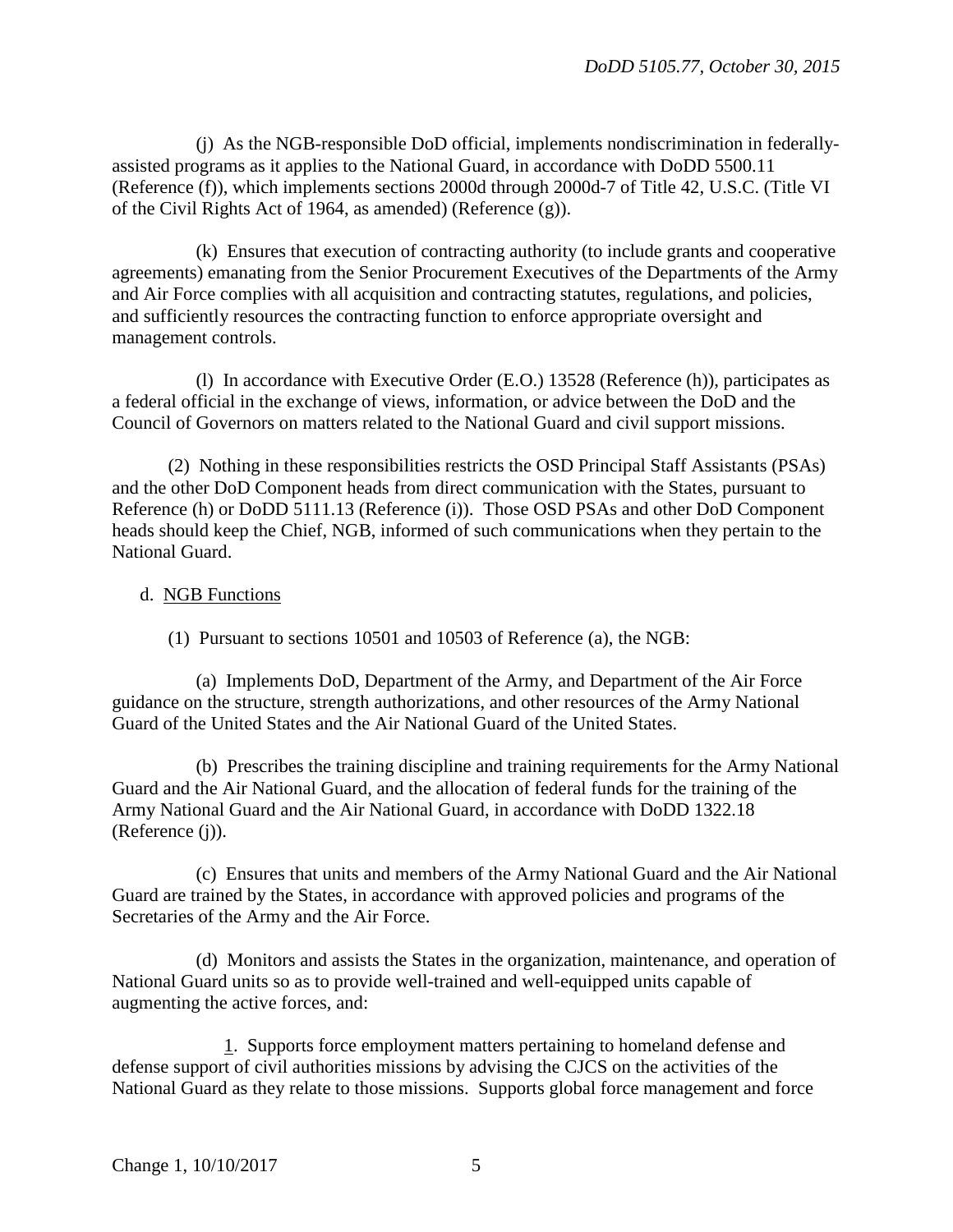(j) As the NGB-responsible DoD official, implements nondiscrimination in federally-assisted programs as it applies to the National Guard, in accordance with DoDD 5500.11 (Reference (f)), which implements sections 2000d through 2000d-7 of Title 42, U.S.C. (Title VI of the Civil Rights Act of 1964, as amended) (Reference (g)).

(k) Ensures that execution of contracting authority (to include grants and cooperative agreements) emanating from the Senior Procurement Executives of the Departments of the Army and Air Force complies with all acquisition and contracting statutes, regulations, and policies, and sufficiently resources the contracting function to enforce appropriate oversight and management controls.

(l) In accordance with Executive Order (E.O.) 13528 (Reference (h)), participates as a federal official in the exchange of views, information, or advice between the DoD and the Council of Governors on matters related to the National Guard and civil support missions.

(2) Nothing in these responsibilities restricts the OSD Principal Staff Assistants (PSAs) and the other DoD Component heads from direct communication with the States, pursuant to Reference (h) or DoDD 5111.13 (Reference (i)). Those OSD PSAs and other DoD Component heads should keep the Chief, NGB, informed of such communications when they pertain to the National Guard.

d. NGB Functions

(1) Pursuant to sections 10501 and 10503 of Reference (a), the NGB:

(a) Implements DoD, Department of the Army, and Department of the Air Force guidance on the structure, strength authorizations, and other resources of the Army National Guard of the United States and the Air National Guard of the United States.

(b) Prescribes the training discipline and training requirements for the Army National Guard and the Air National Guard, and the allocation of federal funds for the training of the Army National Guard and the Air National Guard, in accordance with DoDD 1322.18 (Reference (j)).

(c) Ensures that units and members of the Army National Guard and the Air National Guard are trained by the States, in accordance with approved policies and programs of the Secretaries of the Army and the Air Force.

(d) Monitors and assists the States in the organization, maintenance, and operation of National Guard units so as to provide well-trained and well-equipped units capable of augmenting the active forces, and:

1. Supports force employment matters pertaining to homeland defense and defense support of civil authorities missions by advising the CJCS on the activities of the National Guard as they relate to those missions. Supports global force management and force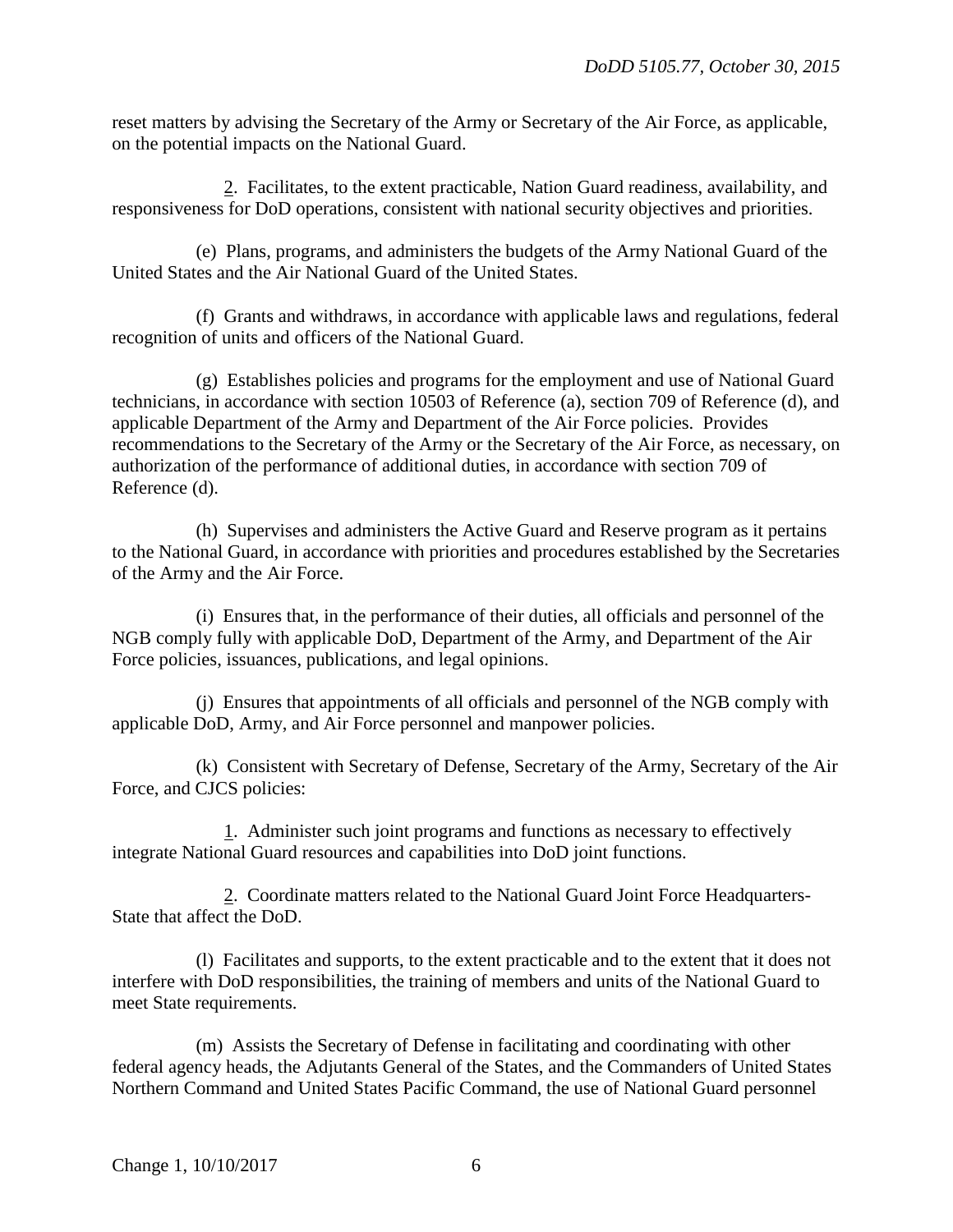reset matters by advising the Secretary of the Army or Secretary of the Air Force, as applicable, on the potential impacts on the National Guard.

2. Facilitates, to the extent practicable, Nation Guard readiness, availability, and responsiveness for DoD operations, consistent with national security objectives and priorities.

(e) Plans, programs, and administers the budgets of the Army National Guard of the United States and the Air National Guard of the United States.

(f) Grants and withdraws, in accordance with applicable laws and regulations, federal recognition of units and officers of the National Guard.

(g) Establishes policies and programs for the employment and use of National Guard technicians, in accordance with section 10503 of Reference (a), section 709 of Reference (d), and applicable Department of the Army and Department of the Air Force policies. Provides recommendations to the Secretary of the Army or the Secretary of the Air Force, as necessary, on authorization of the performance of additional duties, in accordance with section 709 of Reference (d).

(h) Supervises and administers the Active Guard and Reserve program as it pertains to the National Guard, in accordance with priorities and procedures established by the Secretaries of the Army and the Air Force.

(i) Ensures that, in the performance of their duties, all officials and personnel of the NGB comply fully with applicable DoD, Department of the Army, and Department of the Air Force policies, issuances, publications, and legal opinions.

(j) Ensures that appointments of all officials and personnel of the NGB comply with applicable DoD, Army, and Air Force personnel and manpower policies.

(k) Consistent with Secretary of Defense, Secretary of the Army, Secretary of the Air Force, and CJCS policies:

1. Administer such joint programs and functions as necessary to effectively integrate National Guard resources and capabilities into DoD joint functions.

2. Coordinate matters related to the National Guard Joint Force Headquarters-State that affect the DoD.

(l) Facilitates and supports, to the extent practicable and to the extent that it does not interfere with DoD responsibilities, the training of members and units of the National Guard to meet State requirements.

(m) Assists the Secretary of Defense in facilitating and coordinating with other federal agency heads, the Adjutants General of the States, and the Commanders of United States Northern Command and United States Pacific Command, the use of National Guard personnel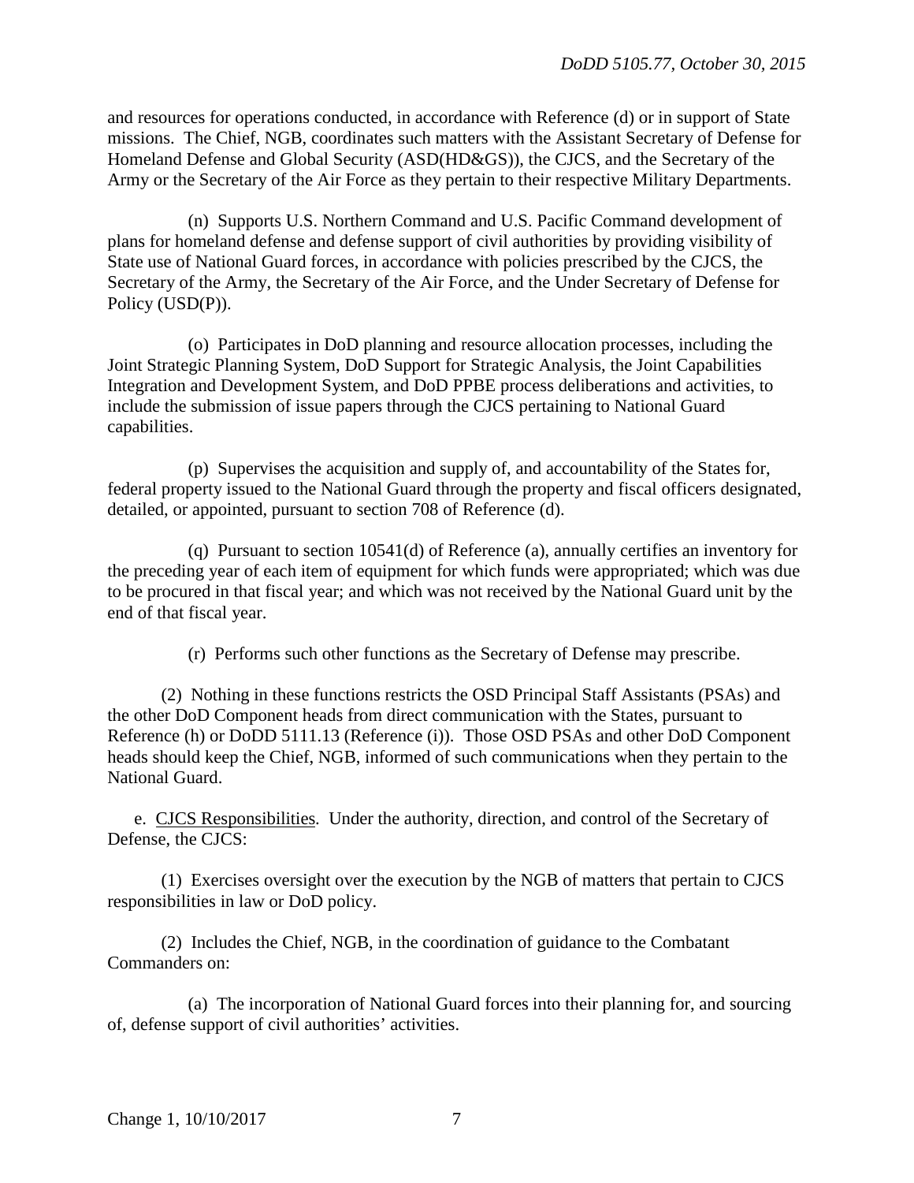and resources for operations conducted, in accordance with Reference (d) or in support of State missions. The Chief, NGB, coordinates such matters with the Assistant Secretary of Defense for Homeland Defense and Global Security (ASD(HD&GS)), the CJCS, and the Secretary of the Army or the Secretary of the Air Force as they pertain to their respective Military Departments.

(n) Supports U.S. Northern Command and U.S. Pacific Command development of plans for homeland defense and defense support of civil authorities by providing visibility of State use of National Guard forces, in accordance with policies prescribed by the CJCS, the Secretary of the Army, the Secretary of the Air Force, and the Under Secretary of Defense for Policy (USD(P)).

(o) Participates in DoD planning and resource allocation processes, including the Joint Strategic Planning System, DoD Support for Strategic Analysis, the Joint Capabilities Integration and Development System, and DoD PPBE process deliberations and activities, to include the submission of issue papers through the CJCS pertaining to National Guard capabilities.

(p) Supervises the acquisition and supply of, and accountability of the States for, federal property issued to the National Guard through the property and fiscal officers designated, detailed, or appointed, pursuant to section 708 of Reference (d).

(q) Pursuant to section 10541(d) of Reference (a), annually certifies an inventory for the preceding year of each item of equipment for which funds were appropriated; which was due to be procured in that fiscal year; and which was not received by the National Guard unit by the end of that fiscal year.

(r) Performs such other functions as the Secretary of Defense may prescribe.

(2) Nothing in these functions restricts the OSD Principal Staff Assistants (PSAs) and the other DoD Component heads from direct communication with the States, pursuant to Reference (h) or DoDD 5111.13 (Reference (i)). Those OSD PSAs and other DoD Component heads should keep the Chief, NGB, informed of such communications when they pertain to the National Guard.

e. CJCS Responsibilities. Under the authority, direction, and control of the Secretary of Defense, the CJCS:

(1) Exercises oversight over the execution by the NGB of matters that pertain to CJCS responsibilities in law or DoD policy.

(2) Includes the Chief, NGB, in the coordination of guidance to the Combatant Commanders on:

(a) The incorporation of National Guard forces into their planning for, and sourcing of, defense support of civil authorities' activities.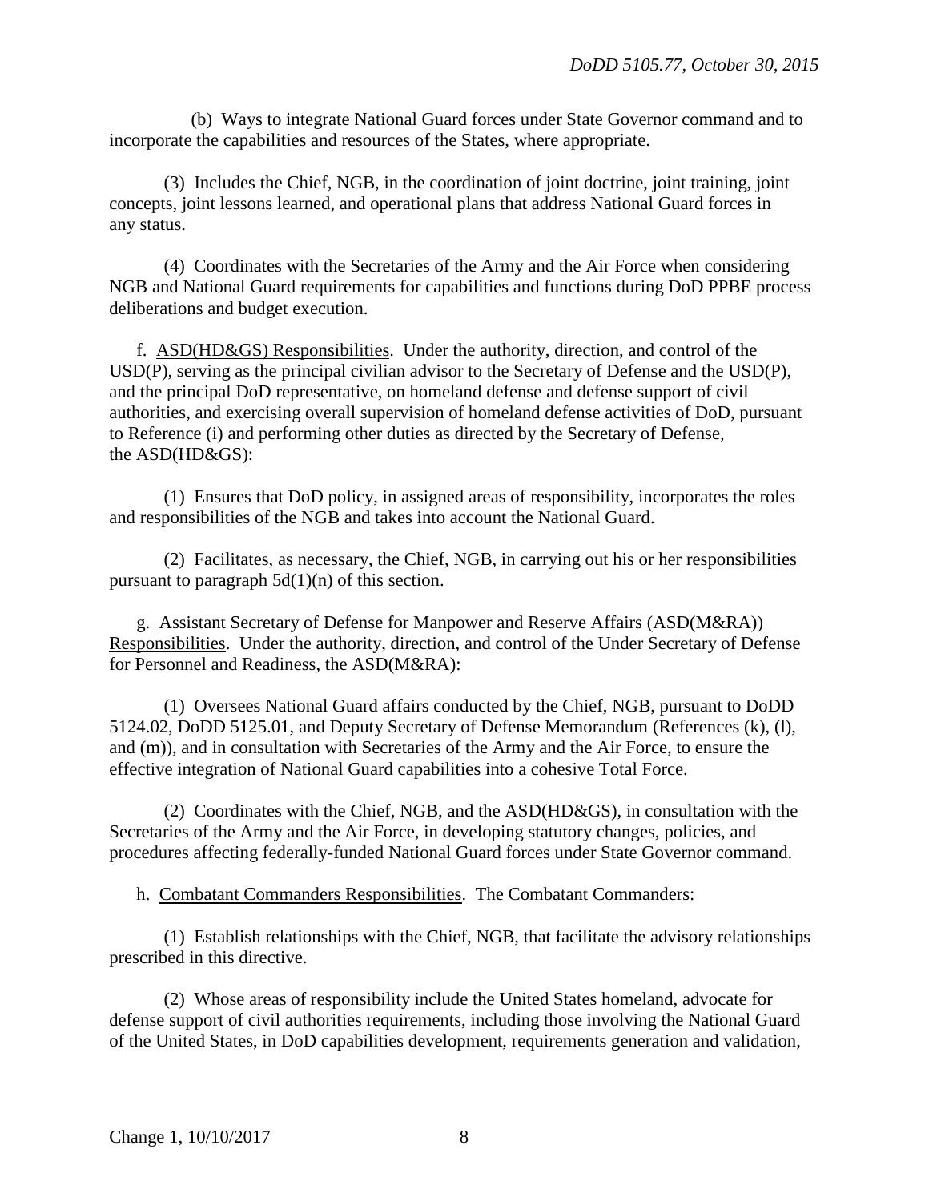(b) Ways to integrate National Guard forces under State Governor command and to incorporate the capabilities and resources of the States, where appropriate.

(3) Includes the Chief, NGB, in the coordination of joint doctrine, joint training, joint concepts, joint lessons learned, and operational plans that address National Guard forces in any status.

(4) Coordinates with the Secretaries of the Army and the Air Force when considering NGB and National Guard requirements for capabilities and functions during DoD PPBE process deliberations and budget execution.

f. ASD(HD&GS) Responsibilities. Under the authority, direction, and control of the USD(P), serving as the principal civilian advisor to the Secretary of Defense and the USD(P), and the principal DoD representative, on homeland defense and defense support of civil authorities, and exercising overall supervision of homeland defense activities of DoD, pursuant to Reference (i) and performing other duties as directed by the Secretary of Defense, the ASD(HD&GS):

(1) Ensures that DoD policy, in assigned areas of responsibility, incorporates the roles and responsibilities of the NGB and takes into account the National Guard.

(2) Facilitates, as necessary, the Chief, NGB, in carrying out his or her responsibilities pursuant to paragraph 5d(1)(n) of this section.

g. Assistant Secretary of Defense for Manpower and Reserve Affairs (ASD(M&RA)) Responsibilities. Under the authority, direction, and control of the Under Secretary of Defense for Personnel and Readiness, the ASD(M&RA):

(1) Oversees National Guard affairs conducted by the Chief, NGB, pursuant to DoDD 5124.02, DoDD 5125.01, and Deputy Secretary of Defense Memorandum (References (k), (l), and (m)), and in consultation with Secretaries of the Army and the Air Force, to ensure the effective integration of National Guard capabilities into a cohesive Total Force.

(2) Coordinates with the Chief, NGB, and the ASD(HD&GS), in consultation with the Secretaries of the Army and the Air Force, in developing statutory changes, policies, and procedures affecting federally-funded National Guard forces under State Governor command.

h. Combatant Commanders Responsibilities. The Combatant Commanders:

(1) Establish relationships with the Chief, NGB, that facilitate the advisory relationships prescribed in this directive.

(2) Whose areas of responsibility include the United States homeland, advocate for defense support of civil authorities requirements, including those involving the National Guard of the United States, in DoD capabilities development, requirements generation and validation,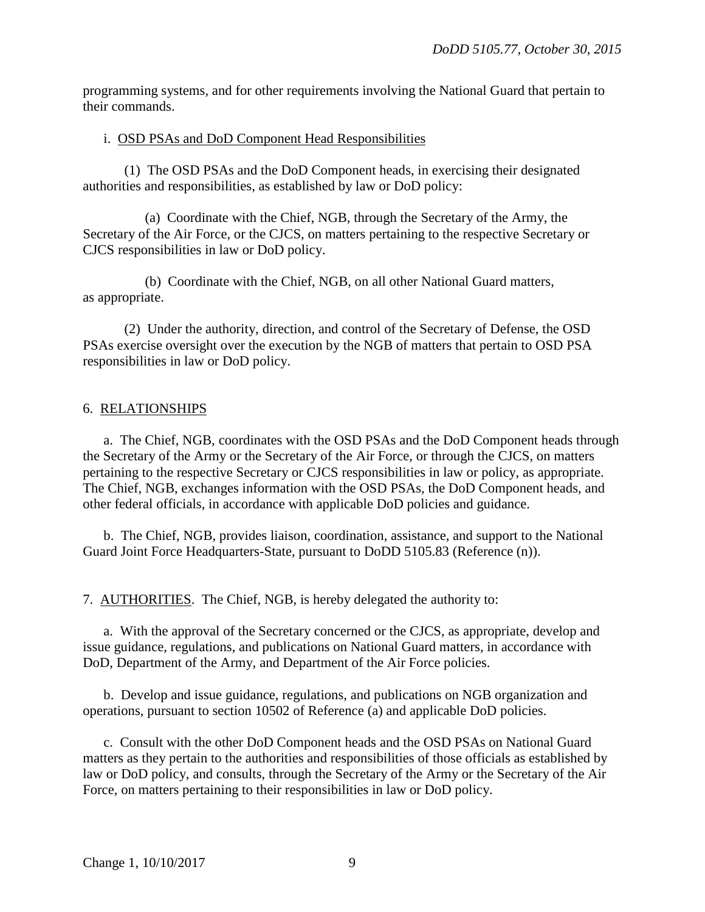programming systems, and for other requirements involving the National Guard that pertain to their commands.

i. OSD PSAs and DoD Component Head Responsibilities

(1) The OSD PSAs and the DoD Component heads, in exercising their designated authorities and responsibilities, as established by law or DoD policy:

(a) Coordinate with the Chief, NGB, through the Secretary of the Army, the Secretary of the Air Force, or the CJCS, on matters pertaining to the respective Secretary or CJCS responsibilities in law or DoD policy.

(b) Coordinate with the Chief, NGB, on all other National Guard matters, as appropriate.

(2) Under the authority, direction, and control of the Secretary of Defense, the OSD PSAs exercise oversight over the execution by the NGB of matters that pertain to OSD PSA responsibilities in law or DoD policy.

## 6. RELATIONSHIPS

a. The Chief, NGB, coordinates with the OSD PSAs and the DoD Component heads through the Secretary of the Army or the Secretary of the Air Force, or through the CJCS, on matters pertaining to the respective Secretary or CJCS responsibilities in law or policy, as appropriate. The Chief, NGB, exchanges information with the OSD PSAs, the DoD Component heads, and other federal officials, in accordance with applicable DoD policies and guidance.

b. The Chief, NGB, provides liaison, coordination, assistance, and support to the National Guard Joint Force Headquarters-State, pursuant to DoDD 5105.83 (Reference (n)).

## 7. AUTHORITIES. The Chief, NGB, is hereby delegated the authority to:

a. With the approval of the Secretary concerned or the CJCS, as appropriate, develop and issue guidance, regulations, and publications on National Guard matters, in accordance with DoD, Department of the Army, and Department of the Air Force policies.

b. Develop and issue guidance, regulations, and publications on NGB organization and operations, pursuant to section 10502 of Reference (a) and applicable DoD policies.

c. Consult with the other DoD Component heads and the OSD PSAs on National Guard matters as they pertain to the authorities and responsibilities of those officials as established by law or DoD policy, and consults, through the Secretary of the Army or the Secretary of the Air Force, on matters pertaining to their responsibilities in law or DoD policy.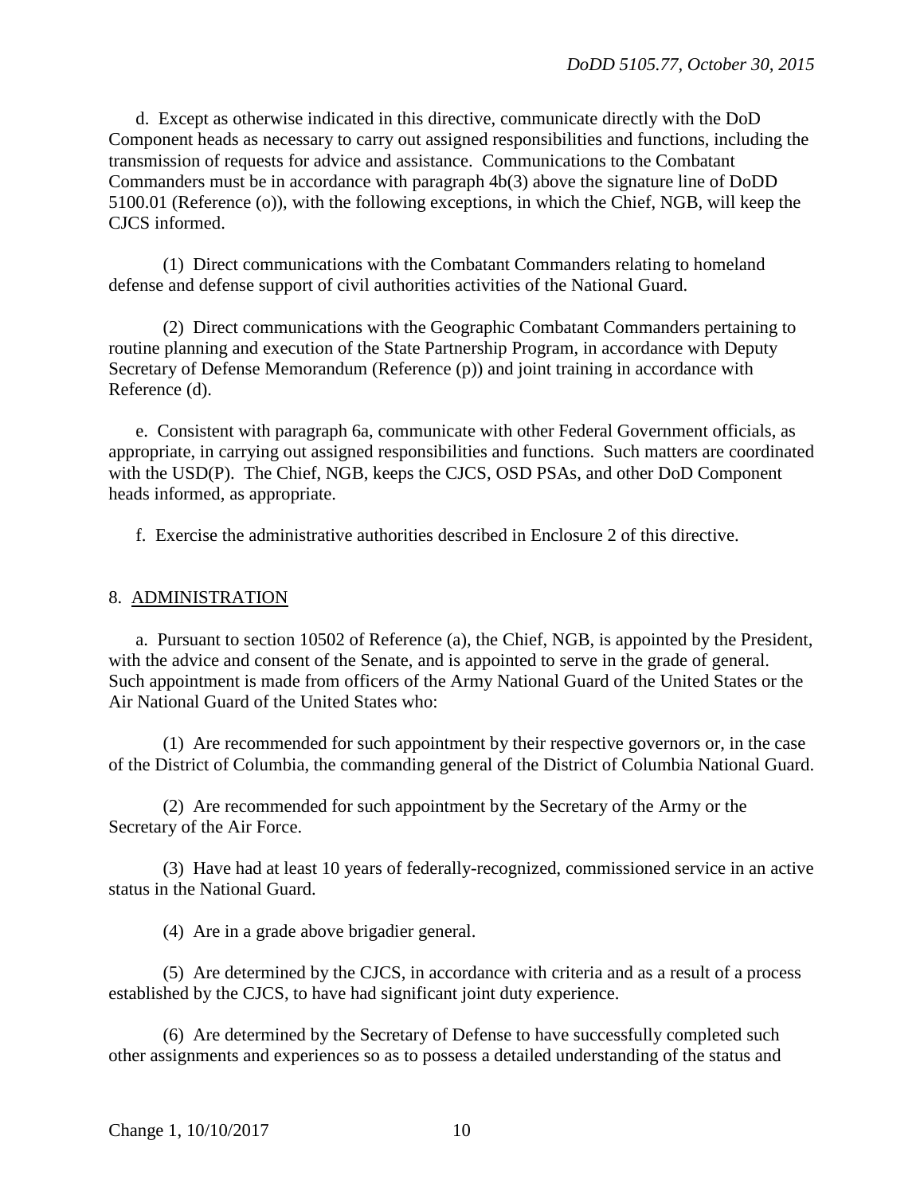d. Except as otherwise indicated in this directive, communicate directly with the DoD Component heads as necessary to carry out assigned responsibilities and functions, including the transmission of requests for advice and assistance. Communications to the Combatant Commanders must be in accordance with paragraph 4b(3) above the signature line of DoDD 5100.01 (Reference (o)), with the following exceptions, in which the Chief, NGB, will keep the CJCS informed.

(1) Direct communications with the Combatant Commanders relating to homeland defense and defense support of civil authorities activities of the National Guard.

(2) Direct communications with the Geographic Combatant Commanders pertaining to routine planning and execution of the State Partnership Program, in accordance with Deputy Secretary of Defense Memorandum (Reference (p)) and joint training in accordance with Reference (d).

e. Consistent with paragraph 6a, communicate with other Federal Government officials, as appropriate, in carrying out assigned responsibilities and functions. Such matters are coordinated with the USD(P). The Chief, NGB, keeps the CJCS, OSD PSAs, and other DoD Component heads informed, as appropriate.

f. Exercise the administrative authorities described in Enclosure 2 of this directive.

## 8. ADMINISTRATION

a. Pursuant to section 10502 of Reference (a), the Chief, NGB, is appointed by the President, with the advice and consent of the Senate, and is appointed to serve in the grade of general. Such appointment is made from officers of the Army National Guard of the United States or the Air National Guard of the United States who:

(1) Are recommended for such appointment by their respective governors or, in the case of the District of Columbia, the commanding general of the District of Columbia National Guard.

(2) Are recommended for such appointment by the Secretary of the Army or the Secretary of the Air Force.

(3) Have had at least 10 years of federally-recognized, commissioned service in an active status in the National Guard.

(4) Are in a grade above brigadier general.

(5) Are determined by the CJCS, in accordance with criteria and as a result of a process established by the CJCS, to have had significant joint duty experience.

(6) Are determined by the Secretary of Defense to have successfully completed such other assignments and experiences so as to possess a detailed understanding of the status and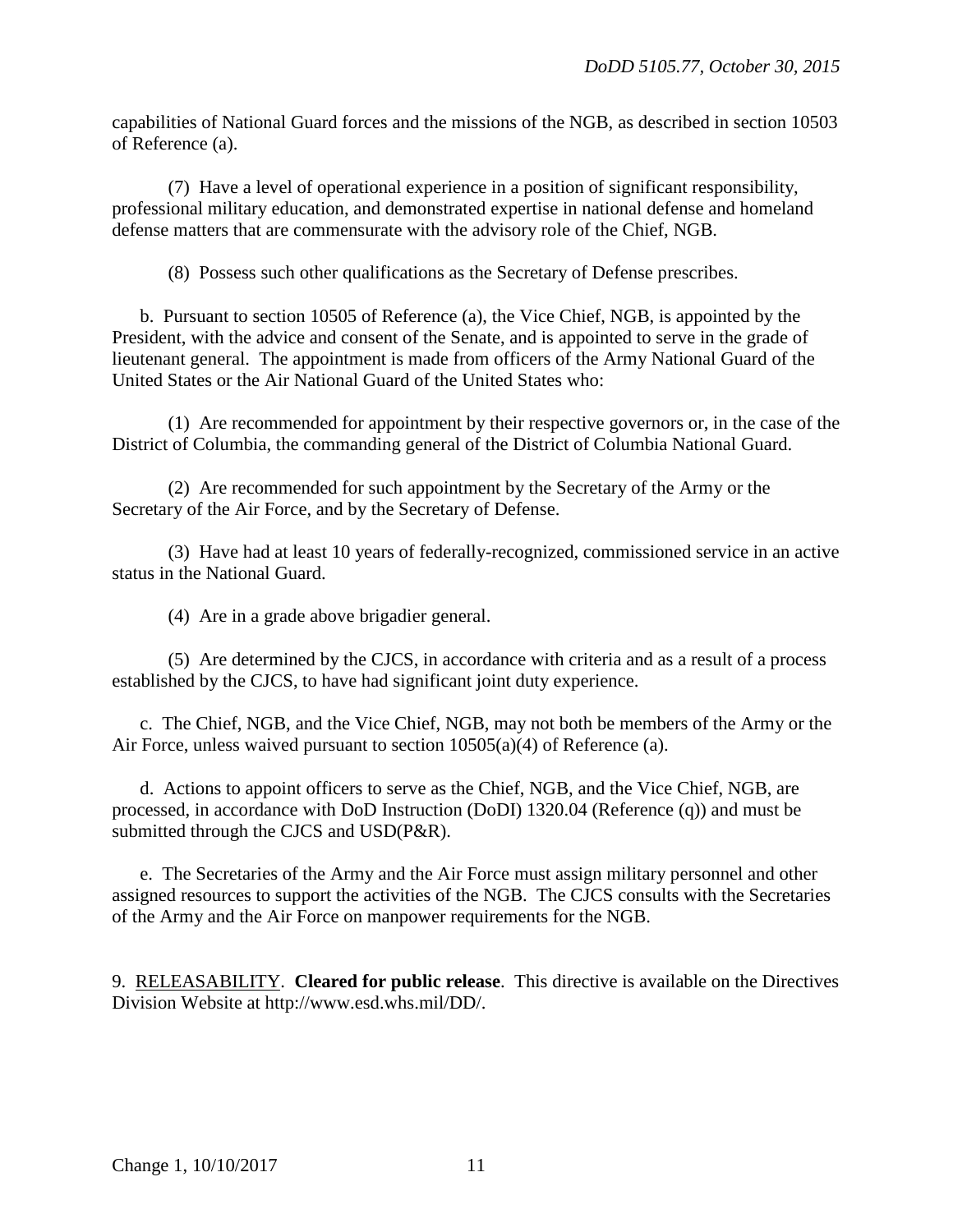capabilities of National Guard forces and the missions of the NGB, as described in section 10503 of Reference (a).

(7) Have a level of operational experience in a position of significant responsibility, professional military education, and demonstrated expertise in national defense and homeland defense matters that are commensurate with the advisory role of the Chief, NGB.

(8) Possess such other qualifications as the Secretary of Defense prescribes.

b. Pursuant to section 10505 of Reference (a), the Vice Chief, NGB, is appointed by the President, with the advice and consent of the Senate, and is appointed to serve in the grade of lieutenant general. The appointment is made from officers of the Army National Guard of the United States or the Air National Guard of the United States who:

(1) Are recommended for appointment by their respective governors or, in the case of the District of Columbia, the commanding general of the District of Columbia National Guard.

(2) Are recommended for such appointment by the Secretary of the Army or the Secretary of the Air Force, and by the Secretary of Defense.

(3) Have had at least 10 years of federally-recognized, commissioned service in an active status in the National Guard.

(4) Are in a grade above brigadier general.

(5) Are determined by the CJCS, in accordance with criteria and as a result of a process established by the CJCS, to have had significant joint duty experience.

c. The Chief, NGB, and the Vice Chief, NGB, may not both be members of the Army or the Air Force, unless waived pursuant to section 10505(a)(4) of Reference (a).

d. Actions to appoint officers to serve as the Chief, NGB, and the Vice Chief, NGB, are processed, in accordance with DoD Instruction (DoDI) 1320.04 (Reference (q)) and must be submitted through the CJCS and USD(P&R).

e. The Secretaries of the Army and the Air Force must assign military personnel and other assigned resources to support the activities of the NGB. The CJCS consults with the Secretaries of the Army and the Air Force on manpower requirements for the NGB.

9. RELEASABILITY. **Cleared for public release**. This directive is available on the Directives Division Website at http://www.esd.whs.mil/DD/.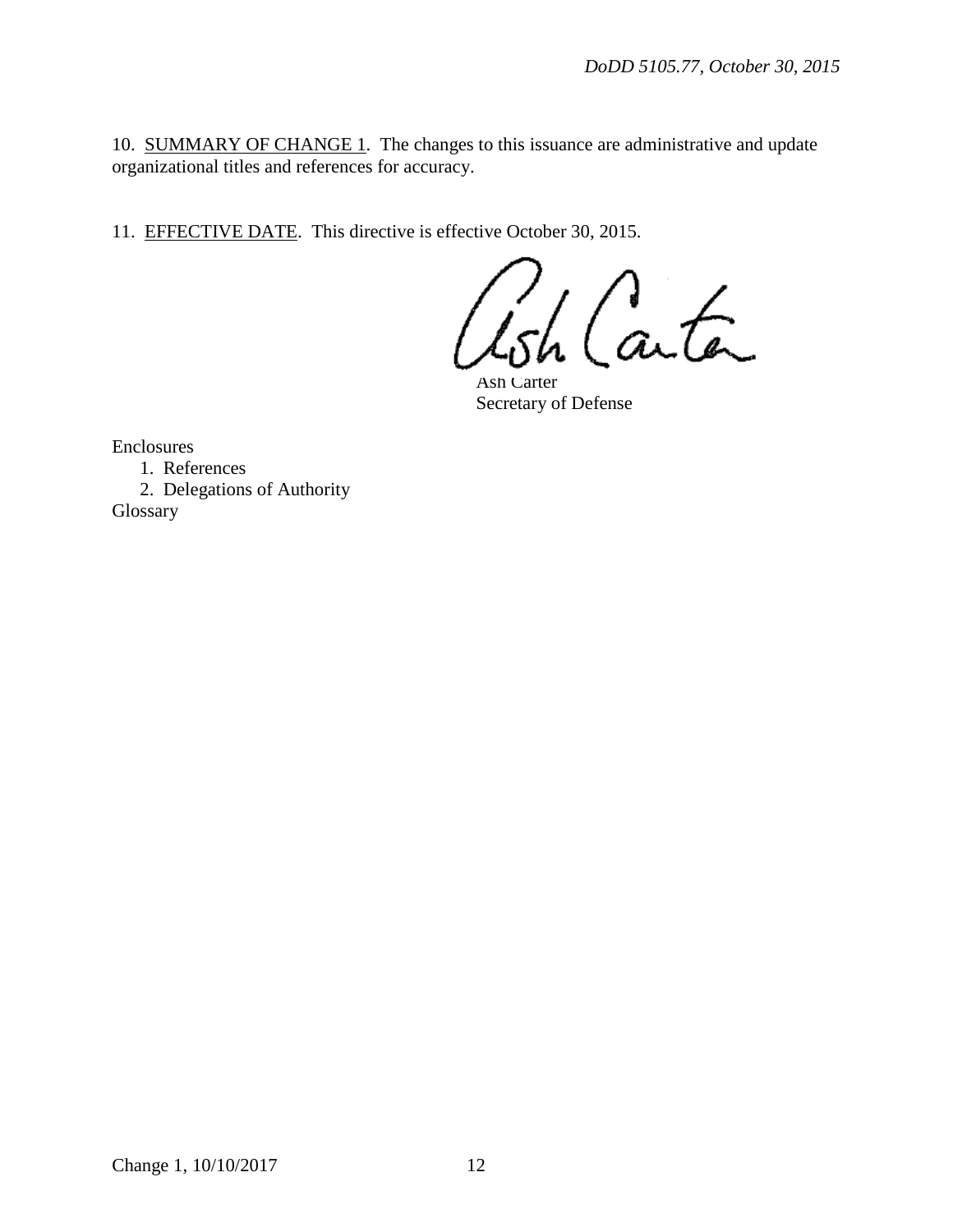10. <u>SUMMARY OF CHANGE 1</u>. The changes to this issuance are administrative and update organizational titles and references for accuracy.

11. <u>EFFECTIVE DATE</u>. This directive is effective October 30, 2015.

Ash Carter
Secretary of Defense

Enclosures
1. References
2. Delegations of Authority

Glossary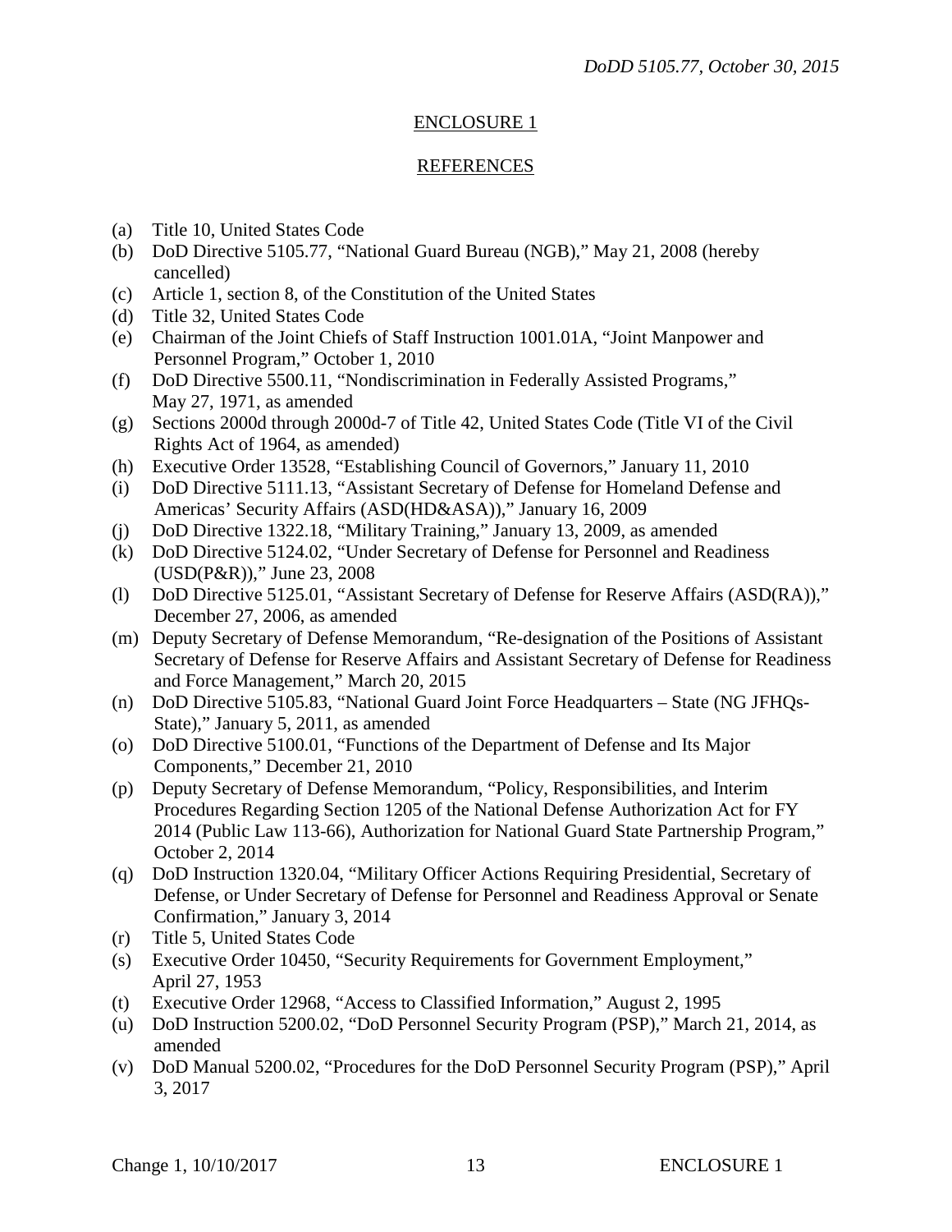## ENCLOSURE 1

## REFERENCES

(a) Title 10, United States Code
(b) DoD Directive 5105.77, "National Guard Bureau (NGB)," May 21, 2008 (hereby cancelled)
(c) Article 1, section 8, of the Constitution of the United States
(d) Title 32, United States Code
(e) Chairman of the Joint Chiefs of Staff Instruction 1001.01A, "Joint Manpower and Personnel Program," October 1, 2010
(f) DoD Directive 5500.11, "Nondiscrimination in Federally Assisted Programs," May 27, 1971, as amended
(g) Sections 2000d through 2000d-7 of Title 42, United States Code (Title VI of the Civil Rights Act of 1964, as amended)
(h) Executive Order 13528, "Establishing Council of Governors," January 11, 2010
(i) DoD Directive 5111.13, "Assistant Secretary of Defense for Homeland Defense and Americas' Security Affairs (ASD(HD&ASA))," January 16, 2009
(j) DoD Directive 1322.18, "Military Training," January 13, 2009, as amended
(k) DoD Directive 5124.02, "Under Secretary of Defense for Personnel and Readiness (USD(P&R))," June 23, 2008
(l) DoD Directive 5125.01, "Assistant Secretary of Defense for Reserve Affairs (ASD(RA))," December 27, 2006, as amended
(m) Deputy Secretary of Defense Memorandum, "Re-designation of the Positions of Assistant Secretary of Defense for Reserve Affairs and Assistant Secretary of Defense for Readiness and Force Management," March 20, 2015
(n) DoD Directive 5105.83, "National Guard Joint Force Headquarters – State (NG JFHQs-State)," January 5, 2011, as amended
(o) DoD Directive 5100.01, "Functions of the Department of Defense and Its Major Components," December 21, 2010
(p) Deputy Secretary of Defense Memorandum, "Policy, Responsibilities, and Interim Procedures Regarding Section 1205 of the National Defense Authorization Act for FY 2014 (Public Law 113-66), Authorization for National Guard State Partnership Program," October 2, 2014
(q) DoD Instruction 1320.04, "Military Officer Actions Requiring Presidential, Secretary of Defense, or Under Secretary of Defense for Personnel and Readiness Approval or Senate Confirmation," January 3, 2014
(r) Title 5, United States Code
(s) Executive Order 10450, "Security Requirements for Government Employment," April 27, 1953
(t) Executive Order 12968, "Access to Classified Information," August 2, 1995
(u) DoD Instruction 5200.02, "DoD Personnel Security Program (PSP)," March 21, 2014, as amended
(v) DoD Manual 5200.02, "Procedures for the DoD Personnel Security Program (PSP)," April 3, 2017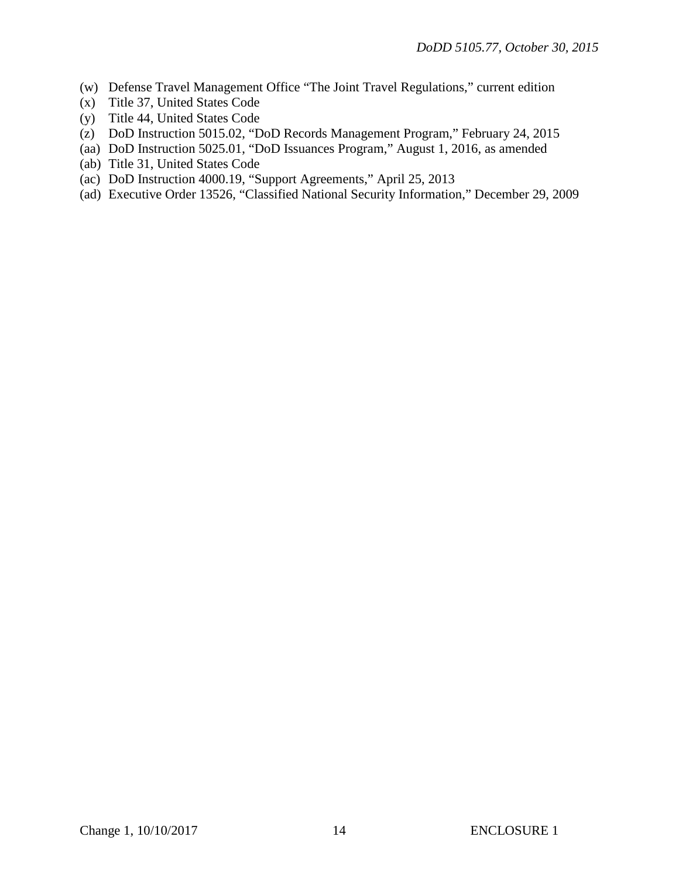(w) Defense Travel Management Office "The Joint Travel Regulations," current edition
(x) Title 37, United States Code
(y) Title 44, United States Code
(z) DoD Instruction 5015.02, "DoD Records Management Program," February 24, 2015
(aa) DoD Instruction 5025.01, "DoD Issuances Program," August 1, 2016, as amended
(ab) Title 31, United States Code
(ac) DoD Instruction 4000.19, "Support Agreements," April 25, 2013
(ad) Executive Order 13526, "Classified National Security Information," December 29, 2009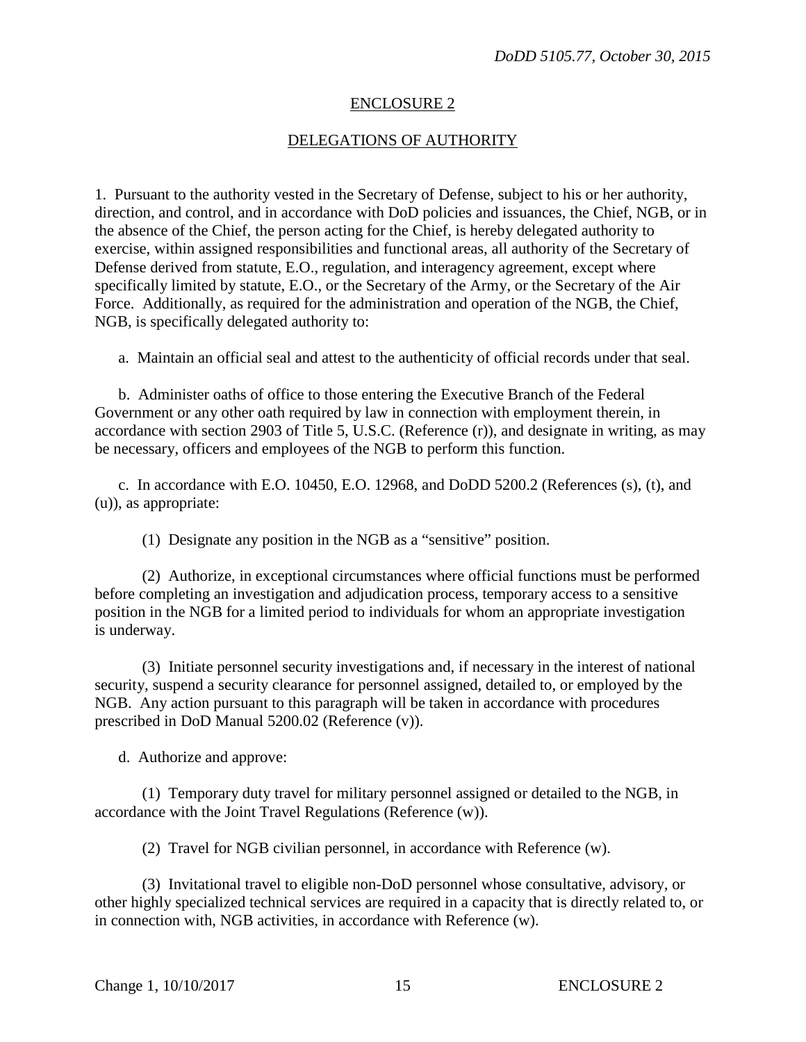## ENCLOSURE 2

## DELEGATIONS OF AUTHORITY

1. Pursuant to the authority vested in the Secretary of Defense, subject to his or her authority, direction, and control, and in accordance with DoD policies and issuances, the Chief, NGB, or in the absence of the Chief, the person acting for the Chief, is hereby delegated authority to exercise, within assigned responsibilities and functional areas, all authority of the Secretary of Defense derived from statute, E.O., regulation, and interagency agreement, except where specifically limited by statute, E.O., or the Secretary of the Army, or the Secretary of the Air Force. Additionally, as required for the administration and operation of the NGB, the Chief, NGB, is specifically delegated authority to:

a. Maintain an official seal and attest to the authenticity of official records under that seal.

b. Administer oaths of office to those entering the Executive Branch of the Federal Government or any other oath required by law in connection with employment therein, in accordance with section 2903 of Title 5, U.S.C. (Reference (r)), and designate in writing, as may be necessary, officers and employees of the NGB to perform this function.

c. In accordance with E.O. 10450, E.O. 12968, and DoDD 5200.2 (References (s), (t), and (u)), as appropriate:

(1) Designate any position in the NGB as a "sensitive" position.

(2) Authorize, in exceptional circumstances where official functions must be performed before completing an investigation and adjudication process, temporary access to a sensitive position in the NGB for a limited period to individuals for whom an appropriate investigation is underway.

(3) Initiate personnel security investigations and, if necessary in the interest of national security, suspend a security clearance for personnel assigned, detailed to, or employed by the NGB. Any action pursuant to this paragraph will be taken in accordance with procedures prescribed in DoD Manual 5200.02 (Reference (v)).

d. Authorize and approve:

(1) Temporary duty travel for military personnel assigned or detailed to the NGB, in accordance with the Joint Travel Regulations (Reference (w)).

(2) Travel for NGB civilian personnel, in accordance with Reference (w).

(3) Invitational travel to eligible non-DoD personnel whose consultative, advisory, or other highly specialized technical services are required in a capacity that is directly related to, or in connection with, NGB activities, in accordance with Reference (w).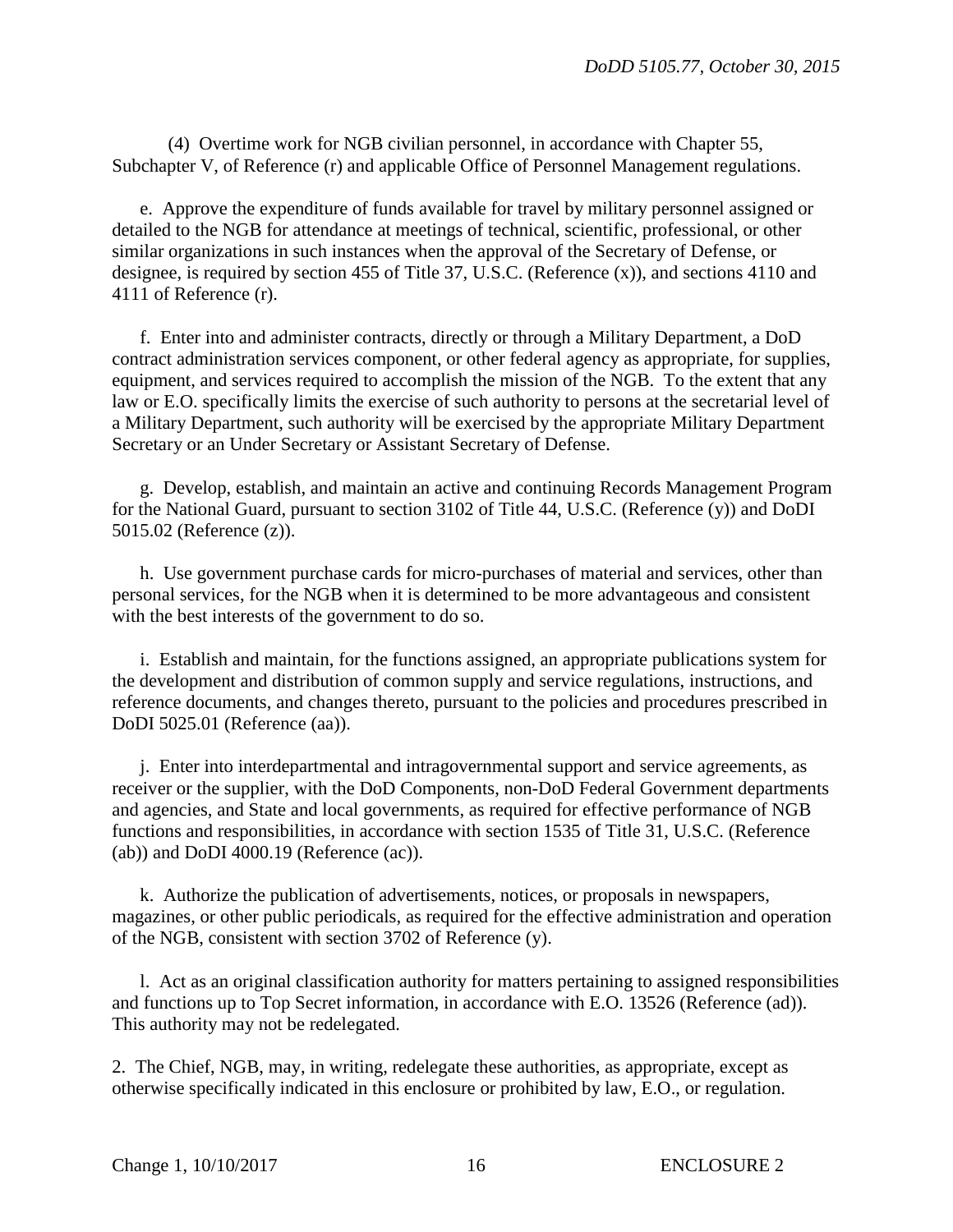(4) Overtime work for NGB civilian personnel, in accordance with Chapter 55, Subchapter V, of Reference (r) and applicable Office of Personnel Management regulations.

e. Approve the expenditure of funds available for travel by military personnel assigned or detailed to the NGB for attendance at meetings of technical, scientific, professional, or other similar organizations in such instances when the approval of the Secretary of Defense, or designee, is required by section 455 of Title 37, U.S.C. (Reference (x)), and sections 4110 and 4111 of Reference (r).

f. Enter into and administer contracts, directly or through a Military Department, a DoD contract administration services component, or other federal agency as appropriate, for supplies, equipment, and services required to accomplish the mission of the NGB. To the extent that any law or E.O. specifically limits the exercise of such authority to persons at the secretarial level of a Military Department, such authority will be exercised by the appropriate Military Department Secretary or an Under Secretary or Assistant Secretary of Defense.

g. Develop, establish, and maintain an active and continuing Records Management Program for the National Guard, pursuant to section 3102 of Title 44, U.S.C. (Reference (y)) and DoDI 5015.02 (Reference (z)).

h. Use government purchase cards for micro-purchases of material and services, other than personal services, for the NGB when it is determined to be more advantageous and consistent with the best interests of the government to do so.

i. Establish and maintain, for the functions assigned, an appropriate publications system for the development and distribution of common supply and service regulations, instructions, and reference documents, and changes thereto, pursuant to the policies and procedures prescribed in DoDI 5025.01 (Reference (aa)).

j. Enter into interdepartmental and intragovernmental support and service agreements, as receiver or the supplier, with the DoD Components, non-DoD Federal Government departments and agencies, and State and local governments, as required for effective performance of NGB functions and responsibilities, in accordance with section 1535 of Title 31, U.S.C. (Reference (ab)) and DoDI 4000.19 (Reference (ac)).

k. Authorize the publication of advertisements, notices, or proposals in newspapers, magazines, or other public periodicals, as required for the effective administration and operation of the NGB, consistent with section 3702 of Reference (y).

l. Act as an original classification authority for matters pertaining to assigned responsibilities and functions up to Top Secret information, in accordance with E.O. 13526 (Reference (ad)). This authority may not be redelegated.

2. The Chief, NGB, may, in writing, redelegate these authorities, as appropriate, except as otherwise specifically indicated in this enclosure or prohibited by law, E.O., or regulation.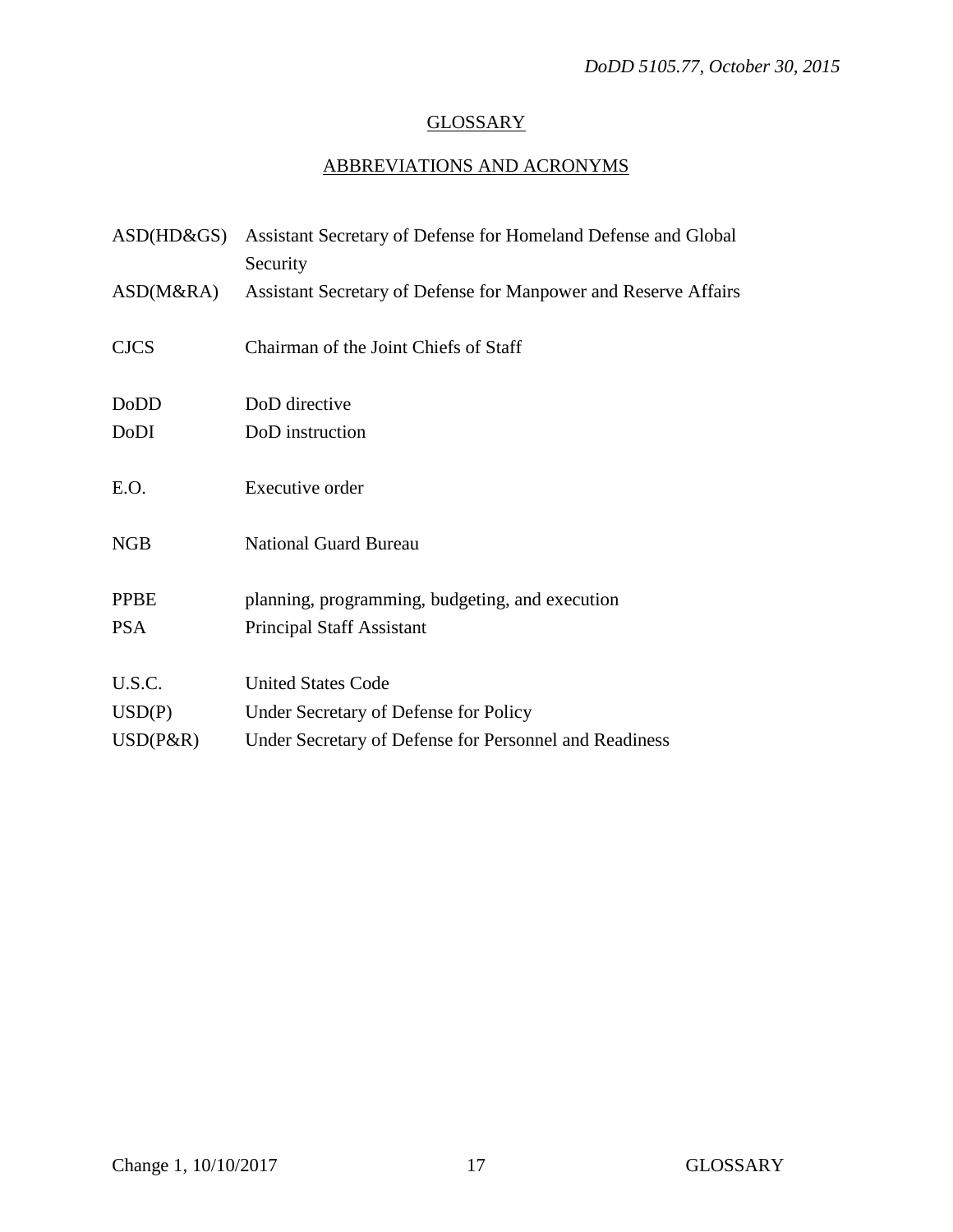## GLOSSARY

### ABBREVIATIONS AND ACRONYMS

| | |
|---|---|
| ASD(HD&GS) | Assistant Secretary of Defense for Homeland Defense and Global Security |
| ASD(M&RA) | Assistant Secretary of Defense for Manpower and Reserve Affairs |
| CJCS | Chairman of the Joint Chiefs of Staff |
| DoDD | DoD directive |
| DoDI | DoD instruction |
| E.O. | Executive order |
| NGB | National Guard Bureau |
| PPBE | planning, programming, budgeting, and execution |
| PSA | Principal Staff Assistant |
| U.S.C. | United States Code |
| USD(P) | Under Secretary of Defense for Policy |
| USD(P&R) | Under Secretary of Defense for Personnel and Readiness |